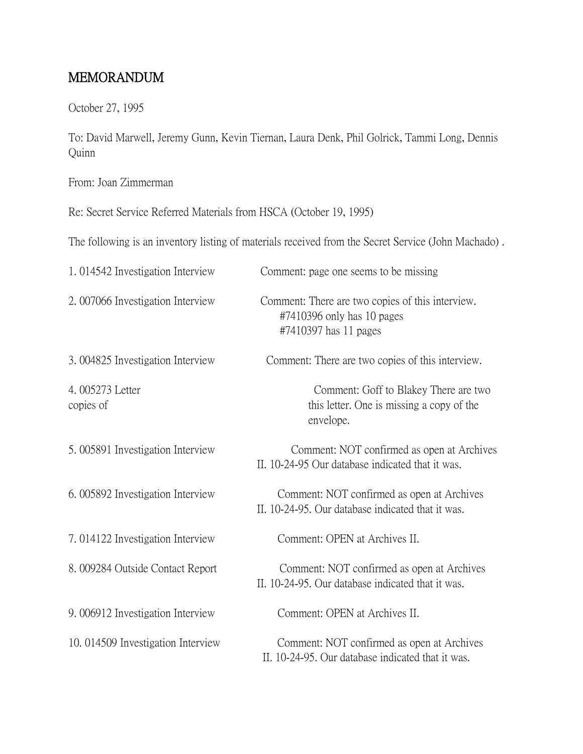# MEMORANDUM

October 27, 1995

To: David Marwell, Jeremy Gunn, Kevin Tiernan, Laura Denk, Phil Golrick, Tammi Long, Dennis Quinn

From: Joan Zimmerman

Re: Secret Service Referred Materials from HSCA (October 19, 1995)

The following is an inventory listing of materials received from the Secret Service (John Machado) .

1. 014542 Investigation Interview — Comment: page one seems to be missing

2. 007066 Investigation Interview — Comment: There are two copies of this interview.
   #7410396 only has 10 pages
   #7410397 has 11 pages

3. 004825 Investigation Interview — Comment: There are two copies of this interview.

4. 005273 Letter — Comment: Goff to Blakey There are two copies of this letter. One is missing a copy of the envelope.

5. 005891 Investigation Interview — Comment: NOT confirmed as open at Archives II. 10-24-95 Our database indicated that it was.

6. 005892 Investigation Interview — Comment: NOT confirmed as open at Archives II. 10-24-95. Our database indicated that it was.

7. 014122 Investigation Interview — Comment: OPEN at Archives II.

8. 009284 Outside Contact Report — Comment: NOT confirmed as open at Archives II. 10-24-95. Our database indicated that it was.

9. 006912 Investigation Interview — Comment: OPEN at Archives II.

10. 014509 Investigation Interview — Comment: NOT confirmed as open at Archives II. 10-24-95. Our database indicated that it was.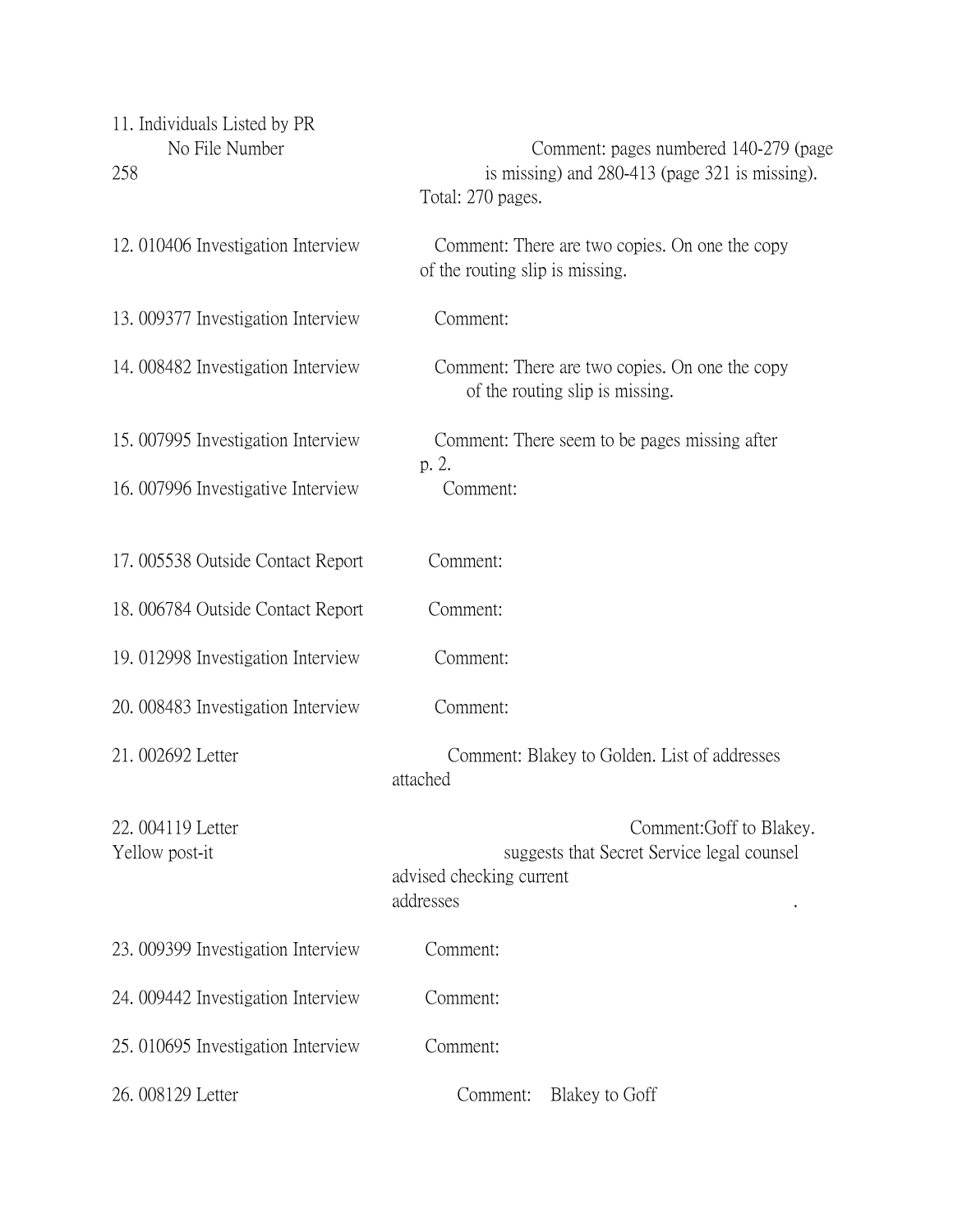11. Individuals Listed by PR
No File Number — Comment: pages numbered 140-279 (page 258 is missing) and 280-413 (page 321 is missing). Total: 270 pages.

12. 010406 Investigation Interview — Comment: There are two copies. On one the copy of the routing slip is missing.

13. 009377 Investigation Interview — Comment:

14. 008482 Investigation Interview — Comment: There are two copies. On one the copy of the routing slip is missing.

15. 007995 Investigation Interview — Comment: There seem to be pages missing after p. 2.

16. 007996 Investigative Interview — Comment:

17. 005538 Outside Contact Report — Comment:

18. 006784 Outside Contact Report — Comment:

19. 012998 Investigation Interview — Comment:

20. 008483 Investigation Interview — Comment:

21. 002692 Letter — Comment: Blakey to Golden. List of addresses attached

22. 004119 Letter — Comment:Goff to Blakey. Yellow post-it suggests that Secret Service legal counsel advised checking current addresses.

23. 009399 Investigation Interview — Comment:

24. 009442 Investigation Interview — Comment:

25. 010695 Investigation Interview — Comment:

26. 008129 Letter — Comment: Blakey to Goff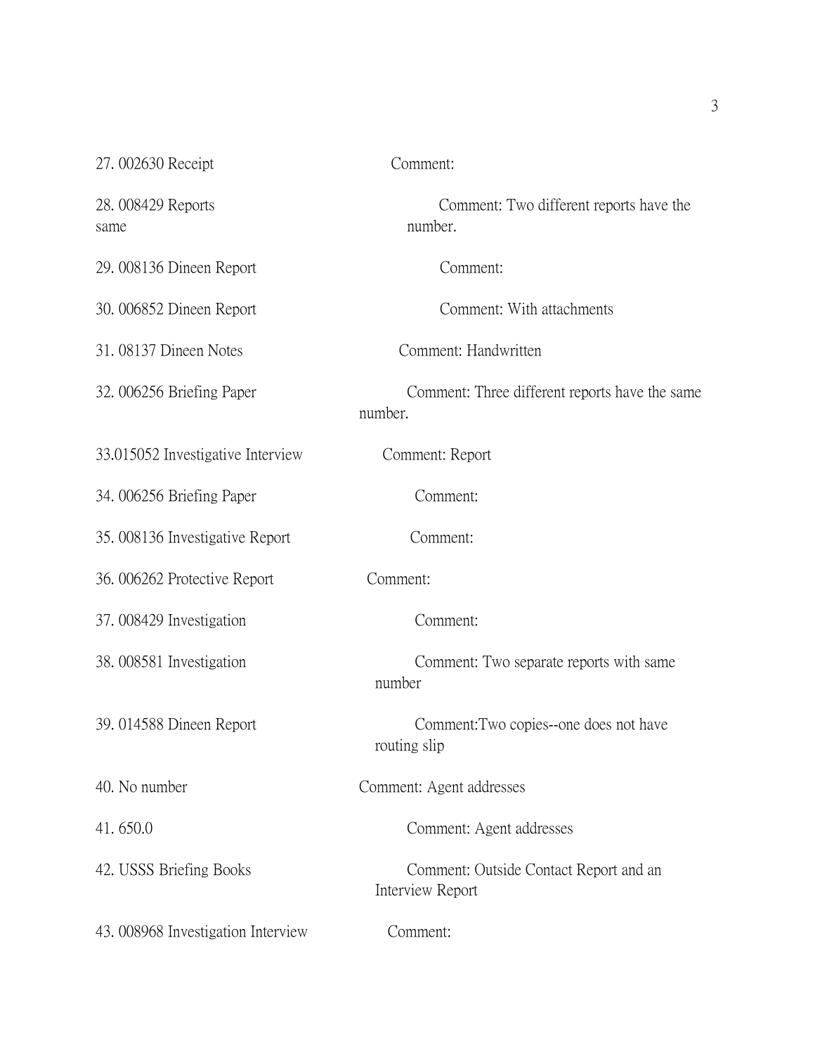27. 002630 Receipt — Comment:

28. 008429 Reports — Comment: Two different reports have the same number.

29. 008136 Dineen Report — Comment:

30. 006852 Dineen Report — Comment: With attachments

31. 08137 Dineen Notes — Comment: Handwritten

32. 006256 Briefing Paper — Comment: Three different reports have the same number.

33.015052 Investigative Interview — Comment: Report

34. 006256 Briefing Paper — Comment:

35. 008136 Investigative Report — Comment:

36. 006262 Protective Report — Comment:

37. 008429 Investigation — Comment:

38. 008581 Investigation — Comment: Two separate reports with same number

39. 014588 Dineen Report — Comment:Two copies--one does not have routing slip

40. No number — Comment: Agent addresses

41. 650.0 — Comment: Agent addresses

42. USSS Briefing Books — Comment: Outside Contact Report and an Interview Report

43. 008968 Investigation Interview — Comment: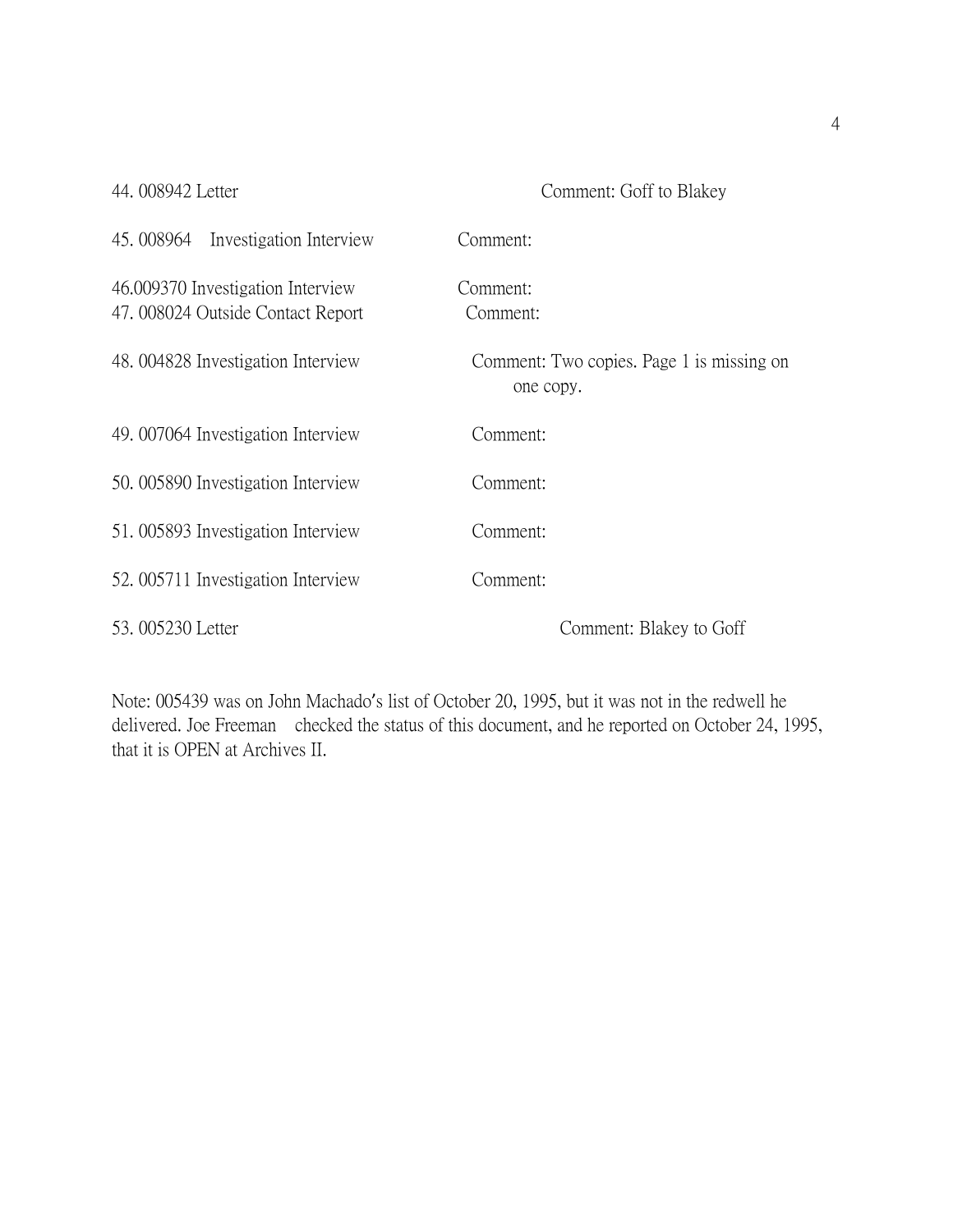44. 008942 Letter Comment: Goff to Blakey

45. 008964 Investigation Interview Comment:

46.009370 Investigation Interview Comment:

47. 008024 Outside Contact Report Comment:

48. 004828 Investigation Interview Comment: Two copies. Page 1 is missing on one copy.

49. 007064 Investigation Interview Comment:

50. 005890 Investigation Interview Comment:

51. 005893 Investigation Interview Comment:

52. 005711 Investigation Interview Comment:

53. 005230 Letter Comment: Blakey to Goff

Note: 005439 was on John Machado's list of October 20, 1995, but it was not in the redwell he delivered. Joe Freeman checked the status of this document, and he reported on October 24, 1995, that it is OPEN at Archives II.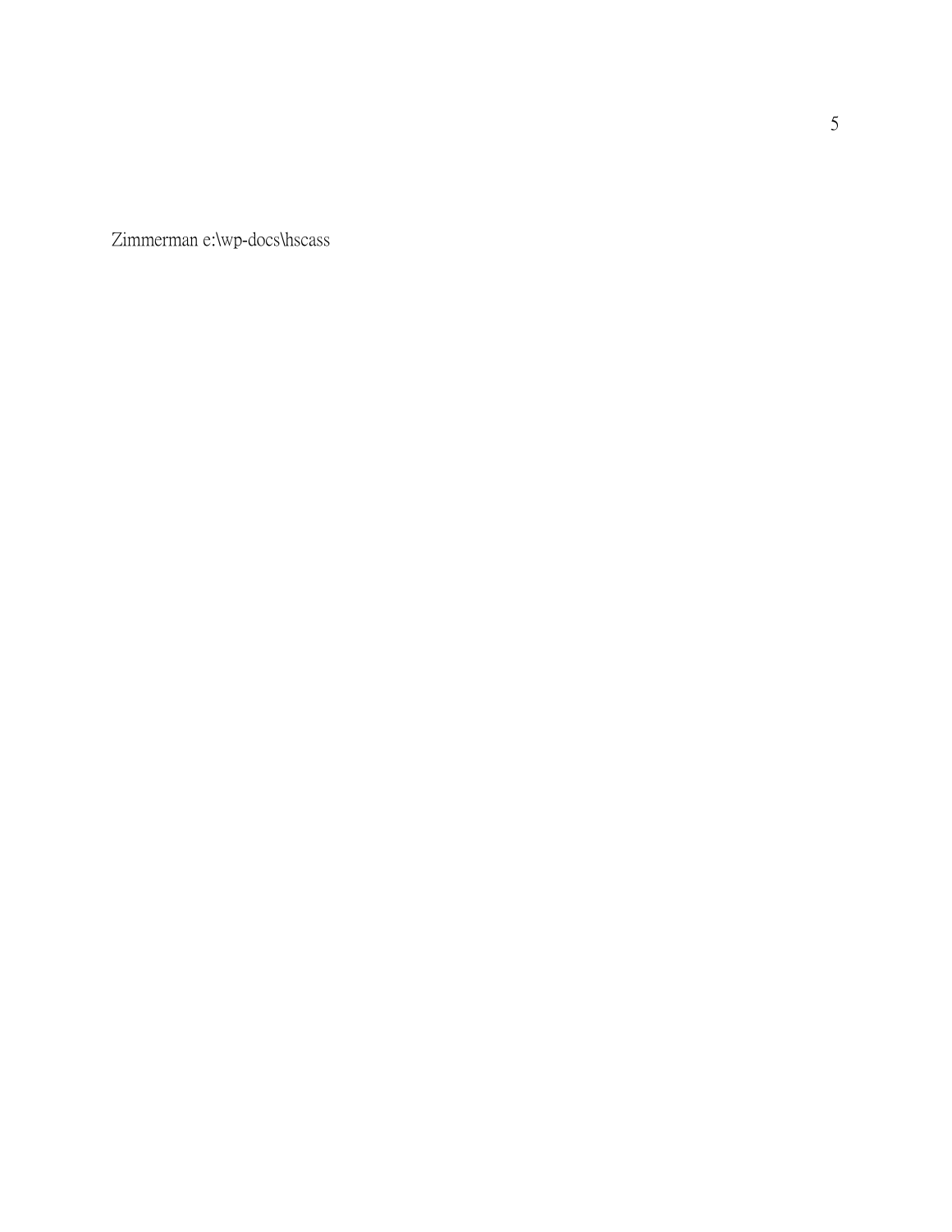Zimmerman e:\wp-docs\hscass